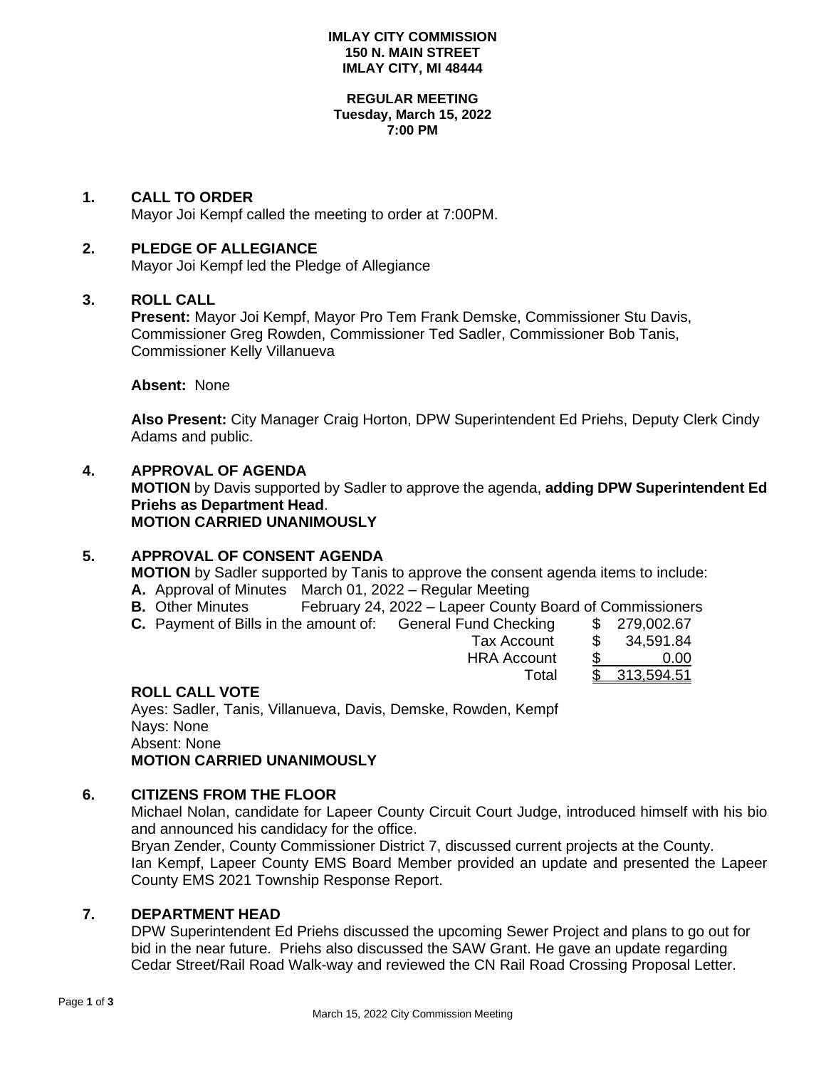**IMLAY CITY COMMISSION**
**150 N. MAIN STREET**
**IMLAY CITY, MI 48444**

**REGULAR MEETING**
**Tuesday, March 15, 2022**
**7:00 PM**

## 1. CALL TO ORDER

Mayor Joi Kempf called the meeting to order at 7:00PM.

## 2. PLEDGE OF ALLEGIANCE

Mayor Joi Kempf led the Pledge of Allegiance

## 3. ROLL CALL

**Present:** Mayor Joi Kempf, Mayor Pro Tem Frank Demske, Commissioner Stu Davis, Commissioner Greg Rowden, Commissioner Ted Sadler, Commissioner Bob Tanis, Commissioner Kelly Villanueva

**Absent:** None

**Also Present:** City Manager Craig Horton, DPW Superintendent Ed Priehs, Deputy Clerk Cindy Adams and public.

## 4. APPROVAL OF AGENDA

**MOTION** by Davis supported by Sadler to approve the agenda, **adding DPW Superintendent Ed Priehs as Department Head**.
**MOTION CARRIED UNANIMOUSLY**

## 5. APPROVAL OF CONSENT AGENDA

**MOTION** by Sadler supported by Tanis to approve the consent agenda items to include:

**A.** Approval of Minutes March 01, 2022 – Regular Meeting
**B.** Other Minutes February 24, 2022 – Lapeer County Board of Commissioners
**C.** Payment of Bills in the amount of:

| | | |
|---|---|---|
| General Fund Checking | $ | 279,002.67 |
| Tax Account | $ | 34,591.84 |
| HRA Account | $ | 0.00 |
| Total | $ | 313,594.51 |

**ROLL CALL VOTE**
Ayes: Sadler, Tanis, Villanueva, Davis, Demske, Rowden, Kempf
Nays: None
Absent: None
**MOTION CARRIED UNANIMOUSLY**

## 6. CITIZENS FROM THE FLOOR

Michael Nolan, candidate for Lapeer County Circuit Court Judge, introduced himself with his bio and announced his candidacy for the office.
Bryan Zender, County Commissioner District 7, discussed current projects at the County.
Ian Kempf, Lapeer County EMS Board Member provided an update and presented the Lapeer County EMS 2021 Township Response Report.

## 7. DEPARTMENT HEAD

DPW Superintendent Ed Priehs discussed the upcoming Sewer Project and plans to go out for bid in the near future. Priehs also discussed the SAW Grant. He gave an update regarding Cedar Street/Rail Road Walk-way and reviewed the CN Rail Road Crossing Proposal Letter.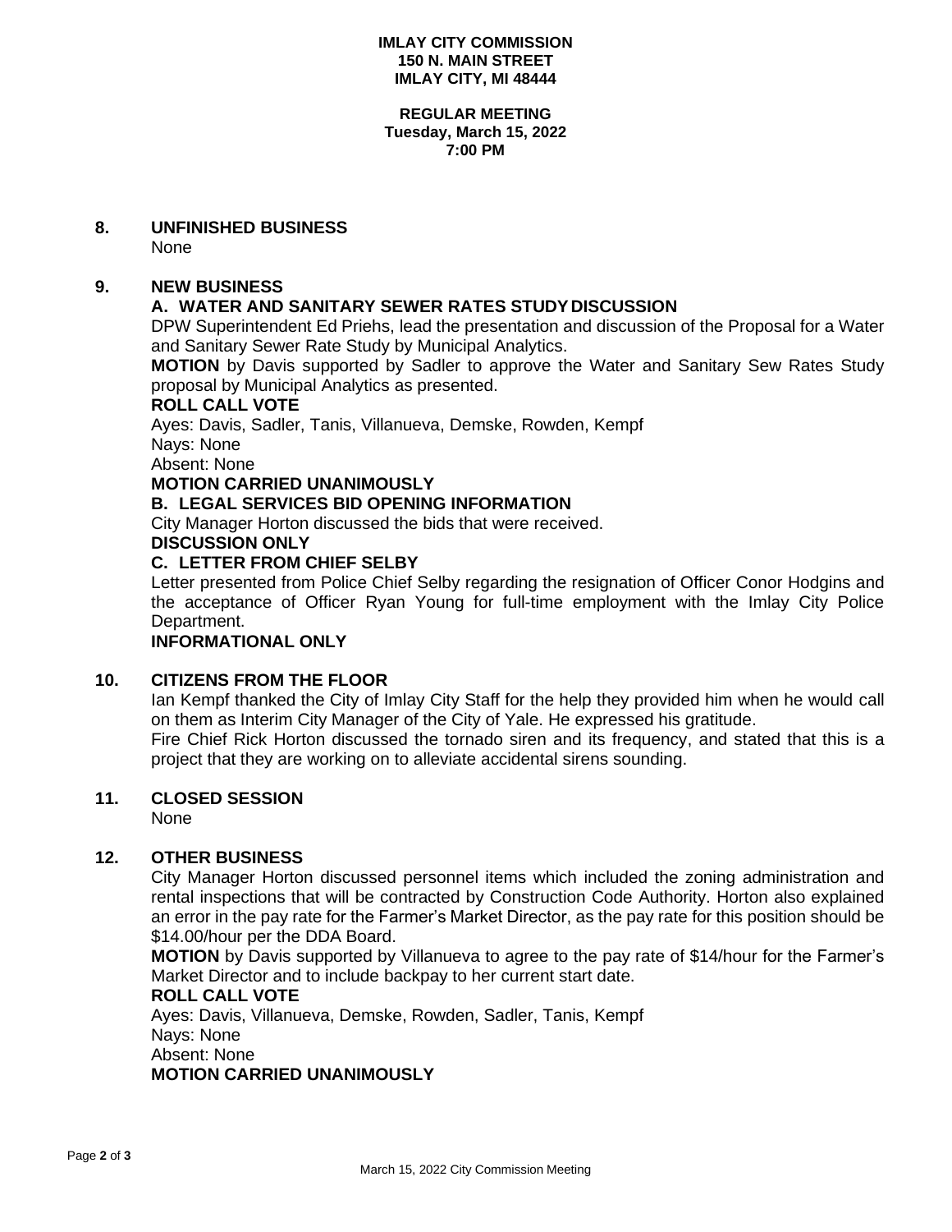**IMLAY CITY COMMISSION**
**150 N. MAIN STREET**
**IMLAY CITY, MI 48444**

**REGULAR MEETING**
**Tuesday, March 15, 2022**
**7:00 PM**

## 8. UNFINISHED BUSINESS

None

## 9. NEW BUSINESS

**A. WATER AND SANITARY SEWER RATES STUDY DISCUSSION**

DPW Superintendent Ed Priehs, lead the presentation and discussion of the Proposal for a Water and Sanitary Sewer Rate Study by Municipal Analytics.

**MOTION** by Davis supported by Sadler to approve the Water and Sanitary Sew Rates Study proposal by Municipal Analytics as presented.

**ROLL CALL VOTE**

Ayes: Davis, Sadler, Tanis, Villanueva, Demske, Rowden, Kempf
Nays: None
Absent: None

**MOTION CARRIED UNANIMOUSLY**

**B. LEGAL SERVICES BID OPENING INFORMATION**

City Manager Horton discussed the bids that were received.

**DISCUSSION ONLY**

**C. LETTER FROM CHIEF SELBY**

Letter presented from Police Chief Selby regarding the resignation of Officer Conor Hodgins and the acceptance of Officer Ryan Young for full-time employment with the Imlay City Police Department.

**INFORMATIONAL ONLY**

## 10. CITIZENS FROM THE FLOOR

Ian Kempf thanked the City of Imlay City Staff for the help they provided him when he would call on them as Interim City Manager of the City of Yale. He expressed his gratitude.

Fire Chief Rick Horton discussed the tornado siren and its frequency, and stated that this is a project that they are working on to alleviate accidental sirens sounding.

## 11. CLOSED SESSION

None

## 12. OTHER BUSINESS

City Manager Horton discussed personnel items which included the zoning administration and rental inspections that will be contracted by Construction Code Authority. Horton also explained an error in the pay rate for the Farmer's Market Director, as the pay rate for this position should be $14.00/hour per the DDA Board.

**MOTION** by Davis supported by Villanueva to agree to the pay rate of $14/hour for the Farmer's Market Director and to include backpay to her current start date.

**ROLL CALL VOTE**

Ayes: Davis, Villanueva, Demske, Rowden, Sadler, Tanis, Kempf
Nays: None
Absent: None

**MOTION CARRIED UNANIMOUSLY**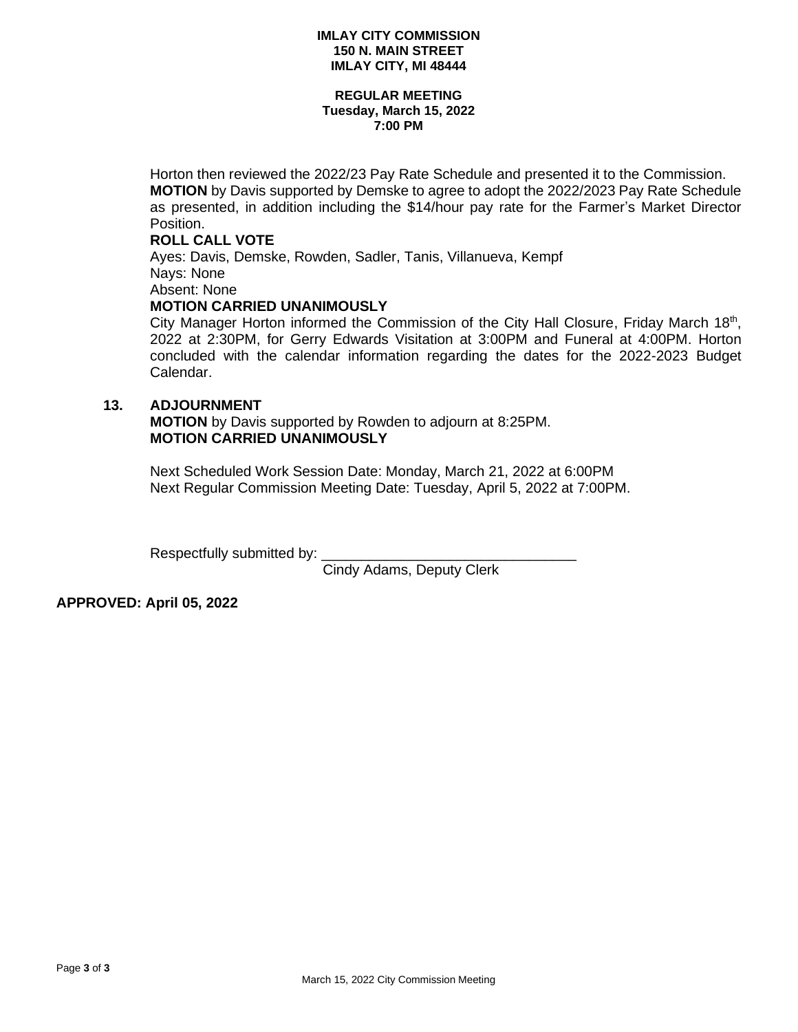**IMLAY CITY COMMISSION**
**150 N. MAIN STREET**
**IMLAY CITY, MI 48444**

**REGULAR MEETING**
**Tuesday, March 15, 2022**
**7:00 PM**

Horton then reviewed the 2022/23 Pay Rate Schedule and presented it to the Commission.
**MOTION** by Davis supported by Demske to agree to adopt the 2022/2023 Pay Rate Schedule as presented, in addition including the $14/hour pay rate for the Farmer's Market Director Position.

**ROLL CALL VOTE**
Ayes: Davis, Demske, Rowden, Sadler, Tanis, Villanueva, Kempf
Nays: None
Absent: None
**MOTION CARRIED UNANIMOUSLY**

City Manager Horton informed the Commission of the City Hall Closure, Friday March 18th, 2022 at 2:30PM, for Gerry Edwards Visitation at 3:00PM and Funeral at 4:00PM. Horton concluded with the calendar information regarding the dates for the 2022-2023 Budget Calendar.

**13. ADJOURNMENT**

**MOTION** by Davis supported by Rowden to adjourn at 8:25PM.
**MOTION CARRIED UNANIMOUSLY**

Next Scheduled Work Session Date: Monday, March 21, 2022 at 6:00PM
Next Regular Commission Meeting Date: Tuesday, April 5, 2022 at 7:00PM.

Respectfully submitted by: ________________________________
Cindy Adams, Deputy Clerk

**APPROVED: April 05, 2022**